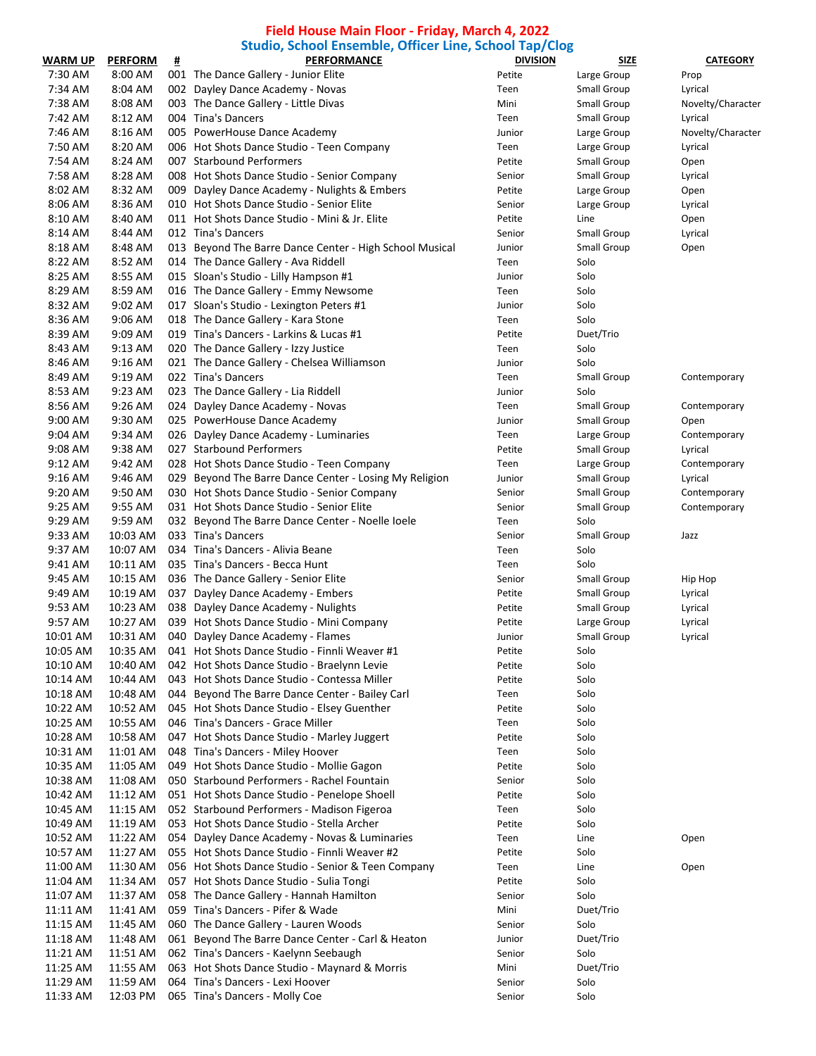# Field House Main Floor - Friday, March 4, 2022

## Studio, School Ensemble, Officer Line, School Tap/Clog

| WARM UP | PERFORM | # | PERFORMANCE | DIVISION | SIZE | CATEGORY |
|---|---|---|---|---|---|---|
| 7:30 AM | 8:00 AM | 001 | The Dance Gallery - Junior Elite | Petite | Large Group | Prop |
| 7:34 AM | 8:04 AM | 002 | Dayley Dance Academy - Novas | Teen | Small Group | Lyrical |
| 7:38 AM | 8:08 AM | 003 | The Dance Gallery - Little Divas | Mini | Small Group | Novelty/Character |
| 7:42 AM | 8:12 AM | 004 | Tina's Dancers | Teen | Small Group | Lyrical |
| 7:46 AM | 8:16 AM | 005 | PowerHouse Dance Academy | Junior | Large Group | Novelty/Character |
| 7:50 AM | 8:20 AM | 006 | Hot Shots Dance Studio - Teen Company | Teen | Large Group | Lyrical |
| 7:54 AM | 8:24 AM | 007 | Starbound Performers | Petite | Small Group | Open |
| 7:58 AM | 8:28 AM | 008 | Hot Shots Dance Studio - Senior Company | Senior | Small Group | Lyrical |
| 8:02 AM | 8:32 AM | 009 | Dayley Dance Academy - Nulights & Embers | Petite | Large Group | Open |
| 8:06 AM | 8:36 AM | 010 | Hot Shots Dance Studio - Senior Elite | Senior | Large Group | Lyrical |
| 8:10 AM | 8:40 AM | 011 | Hot Shots Dance Studio - Mini & Jr. Elite | Petite | Line | Open |
| 8:14 AM | 8:44 AM | 012 | Tina's Dancers | Senior | Small Group | Lyrical |
| 8:18 AM | 8:48 AM | 013 | Beyond The Barre Dance Center - High School Musical | Junior | Small Group | Open |
| 8:22 AM | 8:52 AM | 014 | The Dance Gallery - Ava Riddell | Teen | Solo | |
| 8:25 AM | 8:55 AM | 015 | Sloan's Studio - Lilly Hampson #1 | Junior | Solo | |
| 8:29 AM | 8:59 AM | 016 | The Dance Gallery - Emmy Newsome | Teen | Solo | |
| 8:32 AM | 9:02 AM | 017 | Sloan's Studio - Lexington Peters #1 | Junior | Solo | |
| 8:36 AM | 9:06 AM | 018 | The Dance Gallery - Kara Stone | Teen | Solo | |
| 8:39 AM | 9:09 AM | 019 | Tina's Dancers - Larkins & Lucas #1 | Petite | Duet/Trio | |
| 8:43 AM | 9:13 AM | 020 | The Dance Gallery - Izzy Justice | Teen | Solo | |
| 8:46 AM | 9:16 AM | 021 | The Dance Gallery - Chelsea Williamson | Junior | Solo | |
| 8:49 AM | 9:19 AM | 022 | Tina's Dancers | Teen | Small Group | Contemporary |
| 8:53 AM | 9:23 AM | 023 | The Dance Gallery - Lia Riddell | Junior | Solo | |
| 8:56 AM | 9:26 AM | 024 | Dayley Dance Academy - Novas | Teen | Small Group | Contemporary |
| 9:00 AM | 9:30 AM | 025 | PowerHouse Dance Academy | Junior | Small Group | Open |
| 9:04 AM | 9:34 AM | 026 | Dayley Dance Academy - Luminaries | Teen | Large Group | Contemporary |
| 9:08 AM | 9:38 AM | 027 | Starbound Performers | Petite | Small Group | Lyrical |
| 9:12 AM | 9:42 AM | 028 | Hot Shots Dance Studio - Teen Company | Teen | Large Group | Contemporary |
| 9:16 AM | 9:46 AM | 029 | Beyond The Barre Dance Center - Losing My Religion | Junior | Small Group | Lyrical |
| 9:20 AM | 9:50 AM | 030 | Hot Shots Dance Studio - Senior Company | Senior | Small Group | Contemporary |
| 9:25 AM | 9:55 AM | 031 | Hot Shots Dance Studio - Senior Elite | Senior | Small Group | Contemporary |
| 9:29 AM | 9:59 AM | 032 | Beyond The Barre Dance Center - Noelle Ioele | Teen | Solo | |
| 9:33 AM | 10:03 AM | 033 | Tina's Dancers | Senior | Small Group | Jazz |
| 9:37 AM | 10:07 AM | 034 | Tina's Dancers - Alivia Beane | Teen | Solo | |
| 9:41 AM | 10:11 AM | 035 | Tina's Dancers - Becca Hunt | Teen | Solo | |
| 9:45 AM | 10:15 AM | 036 | The Dance Gallery - Senior Elite | Senior | Small Group | Hip Hop |
| 9:49 AM | 10:19 AM | 037 | Dayley Dance Academy - Embers | Petite | Small Group | Lyrical |
| 9:53 AM | 10:23 AM | 038 | Dayley Dance Academy - Nulights | Petite | Small Group | Lyrical |
| 9:57 AM | 10:27 AM | 039 | Hot Shots Dance Studio - Mini Company | Petite | Large Group | Lyrical |
| 10:01 AM | 10:31 AM | 040 | Dayley Dance Academy - Flames | Junior | Small Group | Lyrical |
| 10:05 AM | 10:35 AM | 041 | Hot Shots Dance Studio - Finnli Weaver #1 | Petite | Solo | |
| 10:10 AM | 10:40 AM | 042 | Hot Shots Dance Studio - Braelynn Levie | Petite | Solo | |
| 10:14 AM | 10:44 AM | 043 | Hot Shots Dance Studio - Contessa Miller | Petite | Solo | |
| 10:18 AM | 10:48 AM | 044 | Beyond The Barre Dance Center - Bailey Carl | Teen | Solo | |
| 10:22 AM | 10:52 AM | 045 | Hot Shots Dance Studio - Elsey Guenther | Petite | Solo | |
| 10:25 AM | 10:55 AM | 046 | Tina's Dancers - Grace Miller | Teen | Solo | |
| 10:28 AM | 10:58 AM | 047 | Hot Shots Dance Studio - Marley Juggert | Petite | Solo | |
| 10:31 AM | 11:01 AM | 048 | Tina's Dancers - Miley Hoover | Teen | Solo | |
| 10:35 AM | 11:05 AM | 049 | Hot Shots Dance Studio - Mollie Gagon | Petite | Solo | |
| 10:38 AM | 11:08 AM | 050 | Starbound Performers - Rachel Fountain | Senior | Solo | |
| 10:42 AM | 11:12 AM | 051 | Hot Shots Dance Studio - Penelope Shoell | Petite | Solo | |
| 10:45 AM | 11:15 AM | 052 | Starbound Performers - Madison Figeroa | Teen | Solo | |
| 10:49 AM | 11:19 AM | 053 | Hot Shots Dance Studio - Stella Archer | Petite | Solo | |
| 10:52 AM | 11:22 AM | 054 | Dayley Dance Academy - Novas & Luminaries | Teen | Line | Open |
| 10:57 AM | 11:27 AM | 055 | Hot Shots Dance Studio - Finnli Weaver #2 | Petite | Solo | |
| 11:00 AM | 11:30 AM | 056 | Hot Shots Dance Studio - Senior & Teen Company | Teen | Line | Open |
| 11:04 AM | 11:34 AM | 057 | Hot Shots Dance Studio - Sulia Tongi | Petite | Solo | |
| 11:07 AM | 11:37 AM | 058 | The Dance Gallery - Hannah Hamilton | Senior | Solo | |
| 11:11 AM | 11:41 AM | 059 | Tina's Dancers - Pifer & Wade | Mini | Duet/Trio | |
| 11:15 AM | 11:45 AM | 060 | The Dance Gallery - Lauren Woods | Senior | Solo | |
| 11:18 AM | 11:48 AM | 061 | Beyond The Barre Dance Center - Carl & Heaton | Junior | Duet/Trio | |
| 11:21 AM | 11:51 AM | 062 | Tina's Dancers - Kaelynn Seebaugh | Senior | Solo | |
| 11:25 AM | 11:55 AM | 063 | Hot Shots Dance Studio - Maynard & Morris | Mini | Duet/Trio | |
| 11:29 AM | 11:59 AM | 064 | Tina's Dancers - Lexi Hoover | Senior | Solo | |
| 11:33 AM | 12:03 PM | 065 | Tina's Dancers - Molly Coe | Senior | Solo | |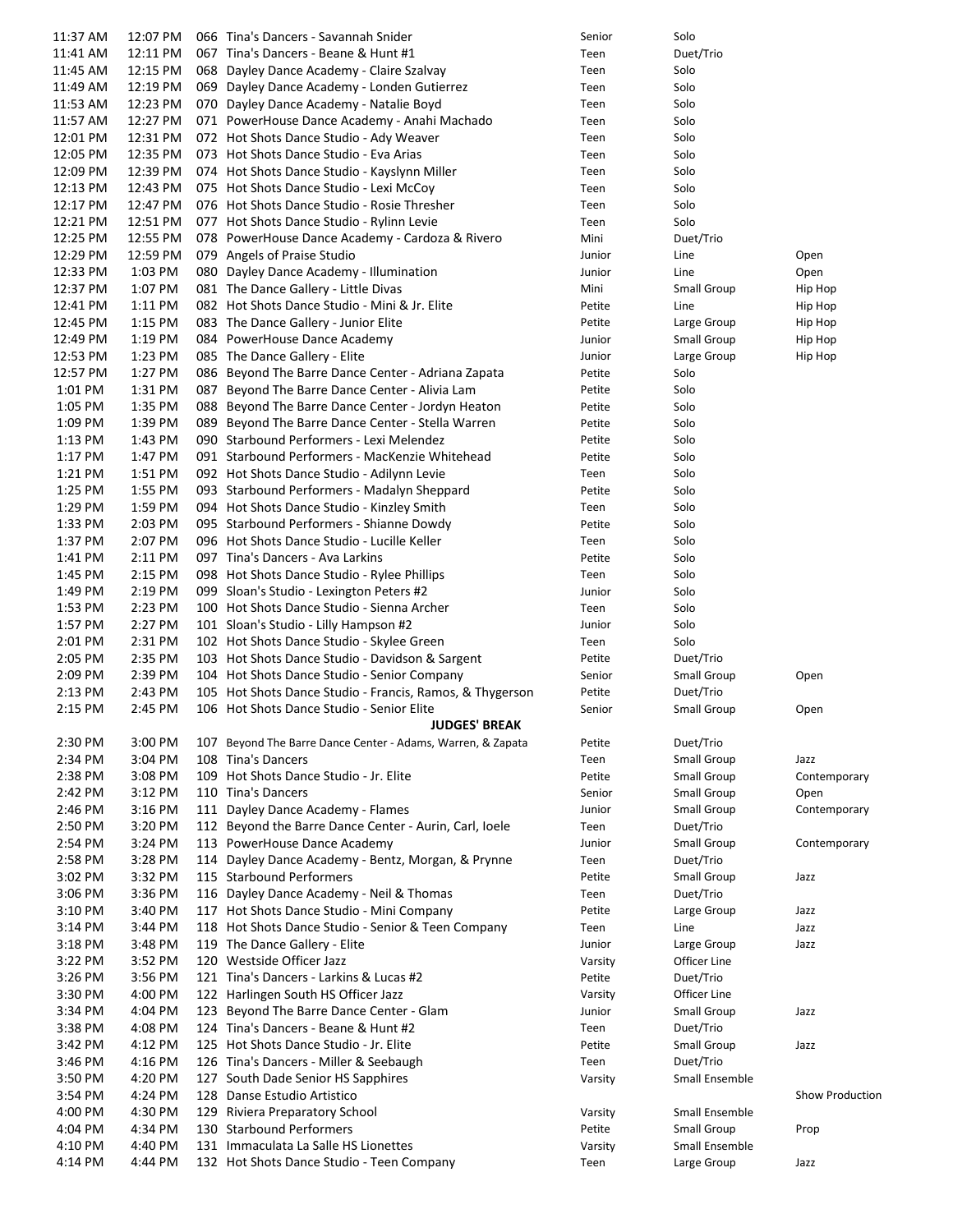| | | | | | |
|---|---|---|---|---|---|
| 11:37 AM | 12:07 PM | 066 Tina's Dancers - Savannah Snider | Senior | Solo | |
| 11:41 AM | 12:11 PM | 067 Tina's Dancers - Beane & Hunt #1 | Teen | Duet/Trio | |
| 11:45 AM | 12:15 PM | 068 Dayley Dance Academy - Claire Szalvay | Teen | Solo | |
| 11:49 AM | 12:19 PM | 069 Dayley Dance Academy - Londen Gutierrez | Teen | Solo | |
| 11:53 AM | 12:23 PM | 070 Dayley Dance Academy - Natalie Boyd | Teen | Solo | |
| 11:57 AM | 12:27 PM | 071 PowerHouse Dance Academy - Anahi Machado | Teen | Solo | |
| 12:01 PM | 12:31 PM | 072 Hot Shots Dance Studio - Ady Weaver | Teen | Solo | |
| 12:05 PM | 12:35 PM | 073 Hot Shots Dance Studio - Eva Arias | Teen | Solo | |
| 12:09 PM | 12:39 PM | 074 Hot Shots Dance Studio - Kayslynn Miller | Teen | Solo | |
| 12:13 PM | 12:43 PM | 075 Hot Shots Dance Studio - Lexi McCoy | Teen | Solo | |
| 12:17 PM | 12:47 PM | 076 Hot Shots Dance Studio - Rosie Thresher | Teen | Solo | |
| 12:21 PM | 12:51 PM | 077 Hot Shots Dance Studio - Rylinn Levie | Teen | Solo | |
| 12:25 PM | 12:55 PM | 078 PowerHouse Dance Academy - Cardoza & Rivero | Mini | Duet/Trio | |
| 12:29 PM | 12:59 PM | 079 Angels of Praise Studio | Junior | Line | Open |
| 12:33 PM | 1:03 PM | 080 Dayley Dance Academy - Illumination | Junior | Line | Open |
| 12:37 PM | 1:07 PM | 081 The Dance Gallery - Little Divas | Mini | Small Group | Hip Hop |
| 12:41 PM | 1:11 PM | 082 Hot Shots Dance Studio - Mini & Jr. Elite | Petite | Line | Hip Hop |
| 12:45 PM | 1:15 PM | 083 The Dance Gallery - Junior Elite | Petite | Large Group | Hip Hop |
| 12:49 PM | 1:19 PM | 084 PowerHouse Dance Academy | Junior | Small Group | Hip Hop |
| 12:53 PM | 1:23 PM | 085 The Dance Gallery - Elite | Junior | Large Group | Hip Hop |
| 12:57 PM | 1:27 PM | 086 Beyond The Barre Dance Center - Adriana Zapata | Petite | Solo | |
| 1:01 PM | 1:31 PM | 087 Beyond The Barre Dance Center - Alivia Lam | Petite | Solo | |
| 1:05 PM | 1:35 PM | 088 Beyond The Barre Dance Center - Jordyn Heaton | Petite | Solo | |
| 1:09 PM | 1:39 PM | 089 Beyond The Barre Dance Center - Stella Warren | Petite | Solo | |
| 1:13 PM | 1:43 PM | 090 Starbound Performers - Lexi Melendez | Petite | Solo | |
| 1:17 PM | 1:47 PM | 091 Starbound Performers - MacKenzie Whitehead | Petite | Solo | |
| 1:21 PM | 1:51 PM | 092 Hot Shots Dance Studio - Adilynn Levie | Teen | Solo | |
| 1:25 PM | 1:55 PM | 093 Starbound Performers - Madalyn Sheppard | Petite | Solo | |
| 1:29 PM | 1:59 PM | 094 Hot Shots Dance Studio - Kinzley Smith | Teen | Solo | |
| 1:33 PM | 2:03 PM | 095 Starbound Performers - Shianne Dowdy | Petite | Solo | |
| 1:37 PM | 2:07 PM | 096 Hot Shots Dance Studio - Lucille Keller | Teen | Solo | |
| 1:41 PM | 2:11 PM | 097 Tina's Dancers - Ava Larkins | Petite | Solo | |
| 1:45 PM | 2:15 PM | 098 Hot Shots Dance Studio - Rylee Phillips | Teen | Solo | |
| 1:49 PM | 2:19 PM | 099 Sloan's Studio - Lexington Peters #2 | Junior | Solo | |
| 1:53 PM | 2:23 PM | 100 Hot Shots Dance Studio - Sienna Archer | Teen | Solo | |
| 1:57 PM | 2:27 PM | 101 Sloan's Studio - Lilly Hampson #2 | Junior | Solo | |
| 2:01 PM | 2:31 PM | 102 Hot Shots Dance Studio - Skylee Green | Teen | Solo | |
| 2:05 PM | 2:35 PM | 103 Hot Shots Dance Studio - Davidson & Sargent | Petite | Duet/Trio | |
| 2:09 PM | 2:39 PM | 104 Hot Shots Dance Studio - Senior Company | Senior | Small Group | Open |
| 2:13 PM | 2:43 PM | 105 Hot Shots Dance Studio - Francis, Ramos, & Thygerson | Petite | Duet/Trio | |
| 2:15 PM | 2:45 PM | 106 Hot Shots Dance Studio - Senior Elite | Senior | Small Group | Open |
| | | **JUDGES' BREAK** | | | |
| 2:30 PM | 3:00 PM | 107 Beyond The Barre Dance Center - Adams, Warren, & Zapata | Petite | Duet/Trio | |
| 2:34 PM | 3:04 PM | 108 Tina's Dancers | Teen | Small Group | Jazz |
| 2:38 PM | 3:08 PM | 109 Hot Shots Dance Studio - Jr. Elite | Petite | Small Group | Contemporary |
| 2:42 PM | 3:12 PM | 110 Tina's Dancers | Senior | Small Group | Open |
| 2:46 PM | 3:16 PM | 111 Dayley Dance Academy - Flames | Junior | Small Group | Contemporary |
| 2:50 PM | 3:20 PM | 112 Beyond the Barre Dance Center - Aurin, Carl, Ioele | Teen | Duet/Trio | |
| 2:54 PM | 3:24 PM | 113 PowerHouse Dance Academy | Junior | Small Group | Contemporary |
| 2:58 PM | 3:28 PM | 114 Dayley Dance Academy - Bentz, Morgan, & Prynne | Teen | Duet/Trio | |
| 3:02 PM | 3:32 PM | 115 Starbound Performers | Petite | Small Group | Jazz |
| 3:06 PM | 3:36 PM | 116 Dayley Dance Academy - Neil & Thomas | Teen | Duet/Trio | |
| 3:10 PM | 3:40 PM | 117 Hot Shots Dance Studio - Mini Company | Petite | Large Group | Jazz |
| 3:14 PM | 3:44 PM | 118 Hot Shots Dance Studio - Senior & Teen Company | Teen | Line | Jazz |
| 3:18 PM | 3:48 PM | 119 The Dance Gallery - Elite | Junior | Large Group | Jazz |
| 3:22 PM | 3:52 PM | 120 Westside Officer Jazz | Varsity | Officer Line | |
| 3:26 PM | 3:56 PM | 121 Tina's Dancers - Larkins & Lucas #2 | Petite | Duet/Trio | |
| 3:30 PM | 4:00 PM | 122 Harlingen South HS Officer Jazz | Varsity | Officer Line | |
| 3:34 PM | 4:04 PM | 123 Beyond The Barre Dance Center - Glam | Junior | Small Group | Jazz |
| 3:38 PM | 4:08 PM | 124 Tina's Dancers - Beane & Hunt #2 | Teen | Duet/Trio | |
| 3:42 PM | 4:12 PM | 125 Hot Shots Dance Studio - Jr. Elite | Petite | Small Group | Jazz |
| 3:46 PM | 4:16 PM | 126 Tina's Dancers - Miller & Seebaugh | Teen | Duet/Trio | |
| 3:50 PM | 4:20 PM | 127 South Dade Senior HS Sapphires | Varsity | Small Ensemble | |
| 3:54 PM | 4:24 PM | 128 Danse Estudio Artistico | | | Show Production |
| 4:00 PM | 4:30 PM | 129 Riviera Preparatory School | Varsity | Small Ensemble | |
| 4:04 PM | 4:34 PM | 130 Starbound Performers | Petite | Small Group | Prop |
| 4:10 PM | 4:40 PM | 131 Immaculata La Salle HS Lionettes | Varsity | Small Ensemble | |
| 4:14 PM | 4:44 PM | 132 Hot Shots Dance Studio - Teen Company | Teen | Large Group | Jazz |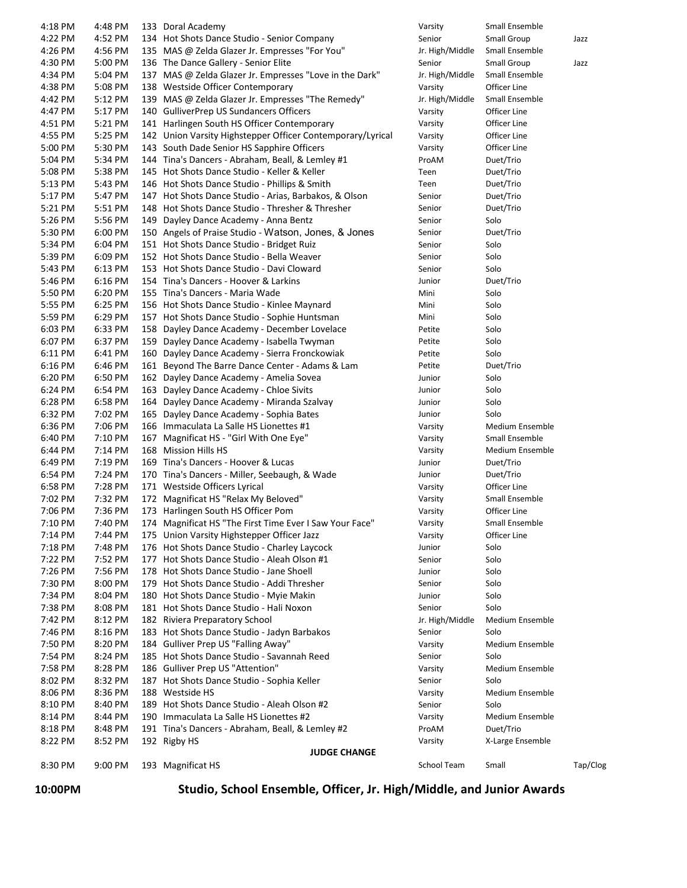| | | | | | | |
|---|---|---|---|---|---|---|
| 4:18 PM | 4:48 PM | 133 | Doral Academy | Varsity | Small Ensemble | |
| 4:22 PM | 4:52 PM | 134 | Hot Shots Dance Studio - Senior Company | Senior | Small Group | Jazz |
| 4:26 PM | 4:56 PM | 135 | MAS @ Zelda Glazer Jr. Empresses "For You" | Jr. High/Middle | Small Ensemble | |
| 4:30 PM | 5:00 PM | 136 | The Dance Gallery - Senior Elite | Senior | Small Group | Jazz |
| 4:34 PM | 5:04 PM | 137 | MAS @ Zelda Glazer Jr. Empresses "Love in the Dark" | Jr. High/Middle | Small Ensemble | |
| 4:38 PM | 5:08 PM | 138 | Westside Officer Contemporary | Varsity | Officer Line | |
| 4:42 PM | 5:12 PM | 139 | MAS @ Zelda Glazer Jr. Empresses "The Remedy" | Jr. High/Middle | Small Ensemble | |
| 4:47 PM | 5:17 PM | 140 | GulliverPrep US Sundancers Officers | Varsity | Officer Line | |
| 4:51 PM | 5:21 PM | 141 | Harlingen South HS Officer Contemporary | Varsity | Officer Line | |
| 4:55 PM | 5:25 PM | 142 | Union Varsity Highstepper Officer Contemporary/Lyrical | Varsity | Officer Line | |
| 5:00 PM | 5:30 PM | 143 | South Dade Senior HS Sapphire Officers | Varsity | Officer Line | |
| 5:04 PM | 5:34 PM | 144 | Tina's Dancers - Abraham, Beall, & Lemley #1 | ProAM | Duet/Trio | |
| 5:08 PM | 5:38 PM | 145 | Hot Shots Dance Studio - Keller & Keller | Teen | Duet/Trio | |
| 5:13 PM | 5:43 PM | 146 | Hot Shots Dance Studio - Phillips & Smith | Teen | Duet/Trio | |
| 5:17 PM | 5:47 PM | 147 | Hot Shots Dance Studio - Arias, Barbakos, & Olson | Senior | Duet/Trio | |
| 5:21 PM | 5:51 PM | 148 | Hot Shots Dance Studio - Thresher & Thresher | Senior | Duet/Trio | |
| 5:26 PM | 5:56 PM | 149 | Dayley Dance Academy - Anna Bentz | Senior | Solo | |
| 5:30 PM | 6:00 PM | 150 | Angels of Praise Studio - Watson, Jones, & Jones | Senior | Duet/Trio | |
| 5:34 PM | 6:04 PM | 151 | Hot Shots Dance Studio - Bridget Ruiz | Senior | Solo | |
| 5:39 PM | 6:09 PM | 152 | Hot Shots Dance Studio - Bella Weaver | Senior | Solo | |
| 5:43 PM | 6:13 PM | 153 | Hot Shots Dance Studio - Davi Cloward | Senior | Solo | |
| 5:46 PM | 6:16 PM | 154 | Tina's Dancers - Hoover & Larkins | Junior | Duet/Trio | |
| 5:50 PM | 6:20 PM | 155 | Tina's Dancers - Maria Wade | Mini | Solo | |
| 5:55 PM | 6:25 PM | 156 | Hot Shots Dance Studio - Kinlee Maynard | Mini | Solo | |
| 5:59 PM | 6:29 PM | 157 | Hot Shots Dance Studio - Sophie Huntsman | Mini | Solo | |
| 6:03 PM | 6:33 PM | 158 | Dayley Dance Academy - December Lovelace | Petite | Solo | |
| 6:07 PM | 6:37 PM | 159 | Dayley Dance Academy - Isabella Twyman | Petite | Solo | |
| 6:11 PM | 6:41 PM | 160 | Dayley Dance Academy - Sierra Fronckowiak | Petite | Solo | |
| 6:16 PM | 6:46 PM | 161 | Beyond The Barre Dance Center - Adams & Lam | Petite | Duet/Trio | |
| 6:20 PM | 6:50 PM | 162 | Dayley Dance Academy - Amelia Sovea | Junior | Solo | |
| 6:24 PM | 6:54 PM | 163 | Dayley Dance Academy - Chloe Sivits | Junior | Solo | |
| 6:28 PM | 6:58 PM | 164 | Dayley Dance Academy - Miranda Szalvay | Junior | Solo | |
| 6:32 PM | 7:02 PM | 165 | Dayley Dance Academy - Sophia Bates | Junior | Solo | |
| 6:36 PM | 7:06 PM | 166 | Immaculata La Salle HS Lionettes #1 | Varsity | Medium Ensemble | |
| 6:40 PM | 7:10 PM | 167 | Magnificat HS - "Girl With One Eye" | Varsity | Small Ensemble | |
| 6:44 PM | 7:14 PM | 168 | Mission Hills HS | Varsity | Medium Ensemble | |
| 6:49 PM | 7:19 PM | 169 | Tina's Dancers - Hoover & Lucas | Junior | Duet/Trio | |
| 6:54 PM | 7:24 PM | 170 | Tina's Dancers - Miller, Seebaugh, & Wade | Junior | Duet/Trio | |
| 6:58 PM | 7:28 PM | 171 | Westside Officers Lyrical | Varsity | Officer Line | |
| 7:02 PM | 7:32 PM | 172 | Magnificat HS "Relax My Beloved" | Varsity | Small Ensemble | |
| 7:06 PM | 7:36 PM | 173 | Harlingen South HS Officer Pom | Varsity | Officer Line | |
| 7:10 PM | 7:40 PM | 174 | Magnificat HS "The First Time Ever I Saw Your Face" | Varsity | Small Ensemble | |
| 7:14 PM | 7:44 PM | 175 | Union Varsity Highstepper Officer Jazz | Varsity | Officer Line | |
| 7:18 PM | 7:48 PM | 176 | Hot Shots Dance Studio - Charley Laycock | Junior | Solo | |
| 7:22 PM | 7:52 PM | 177 | Hot Shots Dance Studio - Aleah Olson #1 | Senior | Solo | |
| 7:26 PM | 7:56 PM | 178 | Hot Shots Dance Studio - Jane Shoell | Junior | Solo | |
| 7:30 PM | 8:00 PM | 179 | Hot Shots Dance Studio - Addi Thresher | Senior | Solo | |
| 7:34 PM | 8:04 PM | 180 | Hot Shots Dance Studio - Myie Makin | Junior | Solo | |
| 7:38 PM | 8:08 PM | 181 | Hot Shots Dance Studio - Hali Noxon | Senior | Solo | |
| 7:42 PM | 8:12 PM | 182 | Riviera Preparatory School | Jr. High/Middle | Medium Ensemble | |
| 7:46 PM | 8:16 PM | 183 | Hot Shots Dance Studio - Jadyn Barbakos | Senior | Solo | |
| 7:50 PM | 8:20 PM | 184 | Gulliver Prep US "Falling Away" | Varsity | Medium Ensemble | |
| 7:54 PM | 8:24 PM | 185 | Hot Shots Dance Studio - Savannah Reed | Senior | Solo | |
| 7:58 PM | 8:28 PM | 186 | Gulliver Prep US "Attention" | Varsity | Medium Ensemble | |
| 8:02 PM | 8:32 PM | 187 | Hot Shots Dance Studio - Sophia Keller | Senior | Solo | |
| 8:06 PM | 8:36 PM | 188 | Westside HS | Varsity | Medium Ensemble | |
| 8:10 PM | 8:40 PM | 189 | Hot Shots Dance Studio - Aleah Olson #2 | Senior | Solo | |
| 8:14 PM | 8:44 PM | 190 | Immaculata La Salle HS Lionettes #2 | Varsity | Medium Ensemble | |
| 8:18 PM | 8:48 PM | 191 | Tina's Dancers - Abraham, Beall, & Lemley #2 | ProAM | Duet/Trio | |
| 8:22 PM | 8:52 PM | 192 | Rigby HS | Varsity | X-Large Ensemble | |
| | | | **JUDGE CHANGE** | | | |
| 8:30 PM | 9:00 PM | 193 | Magnificat HS | School Team | Small | Tap/Clog |

**10:00PM** **Studio, School Ensemble, Officer, Jr. High/Middle, and Junior Awards**